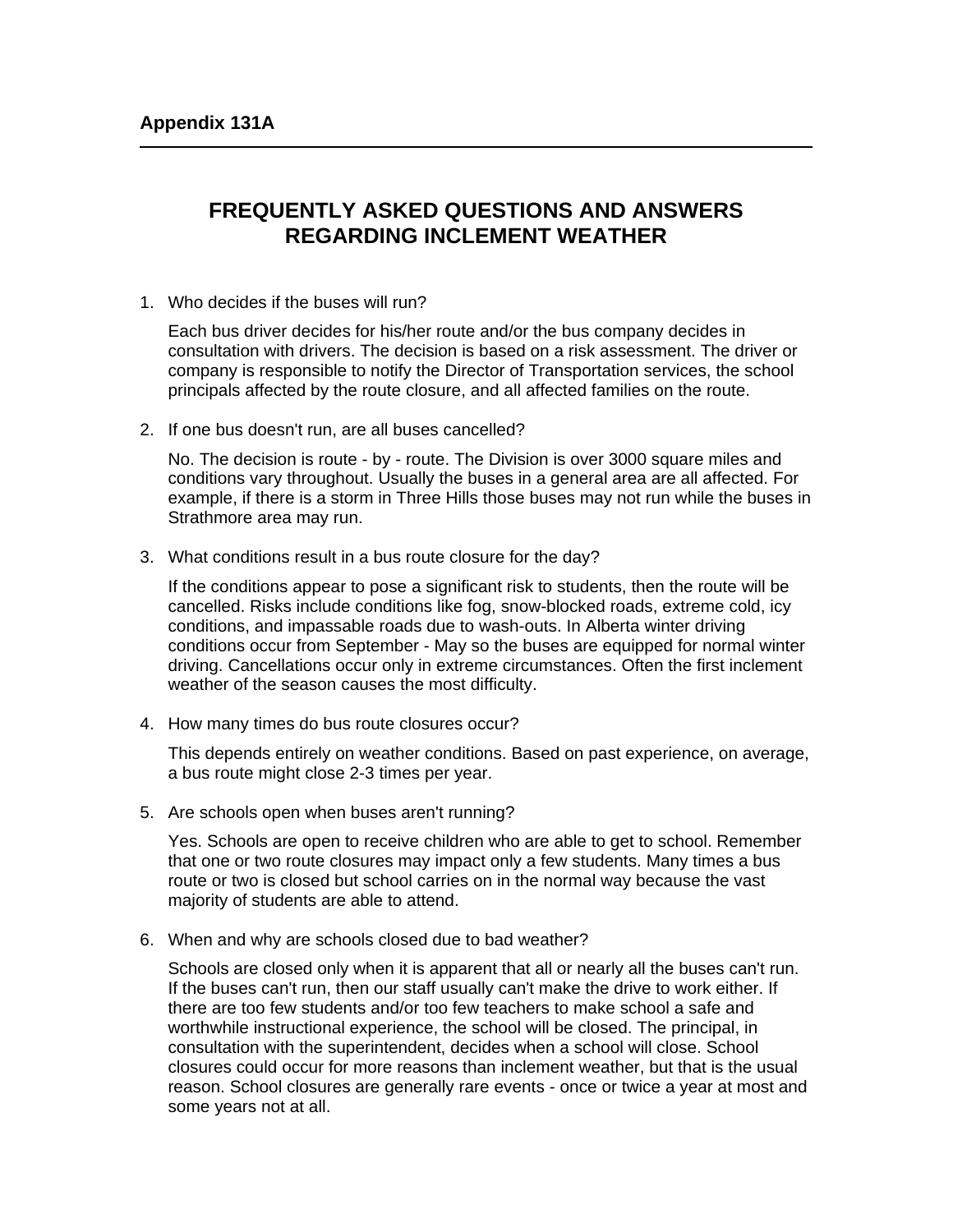**Appendix 131A**

---

# FREQUENTLY ASKED QUESTIONS AND ANSWERS REGARDING INCLEMENT WEATHER

1. Who decides if the buses will run?

   Each bus driver decides for his/her route and/or the bus company decides in consultation with drivers. The decision is based on a risk assessment. The driver or company is responsible to notify the Director of Transportation services, the school principals affected by the route closure, and all affected families on the route.

2. If one bus doesn't run, are all buses cancelled?

   No. The decision is route - by - route. The Division is over 3000 square miles and conditions vary throughout. Usually the buses in a general area are all affected. For example, if there is a storm in Three Hills those buses may not run while the buses in Strathmore area may run.

3. What conditions result in a bus route closure for the day?

   If the conditions appear to pose a significant risk to students, then the route will be cancelled. Risks include conditions like fog, snow-blocked roads, extreme cold, icy conditions, and impassable roads due to wash-outs. In Alberta winter driving conditions occur from September - May so the buses are equipped for normal winter driving. Cancellations occur only in extreme circumstances. Often the first inclement weather of the season causes the most difficulty.

4. How many times do bus route closures occur?

   This depends entirely on weather conditions. Based on past experience, on average, a bus route might close 2-3 times per year.

5. Are schools open when buses aren't running?

   Yes. Schools are open to receive children who are able to get to school. Remember that one or two route closures may impact only a few students. Many times a bus route or two is closed but school carries on in the normal way because the vast majority of students are able to attend.

6. When and why are schools closed due to bad weather?

   Schools are closed only when it is apparent that all or nearly all the buses can't run. If the buses can't run, then our staff usually can't make the drive to work either. If there are too few students and/or too few teachers to make school a safe and worthwhile instructional experience, the school will be closed. The principal, in consultation with the superintendent, decides when a school will close. School closures could occur for more reasons than inclement weather, but that is the usual reason. School closures are generally rare events - once or twice a year at most and some years not at all.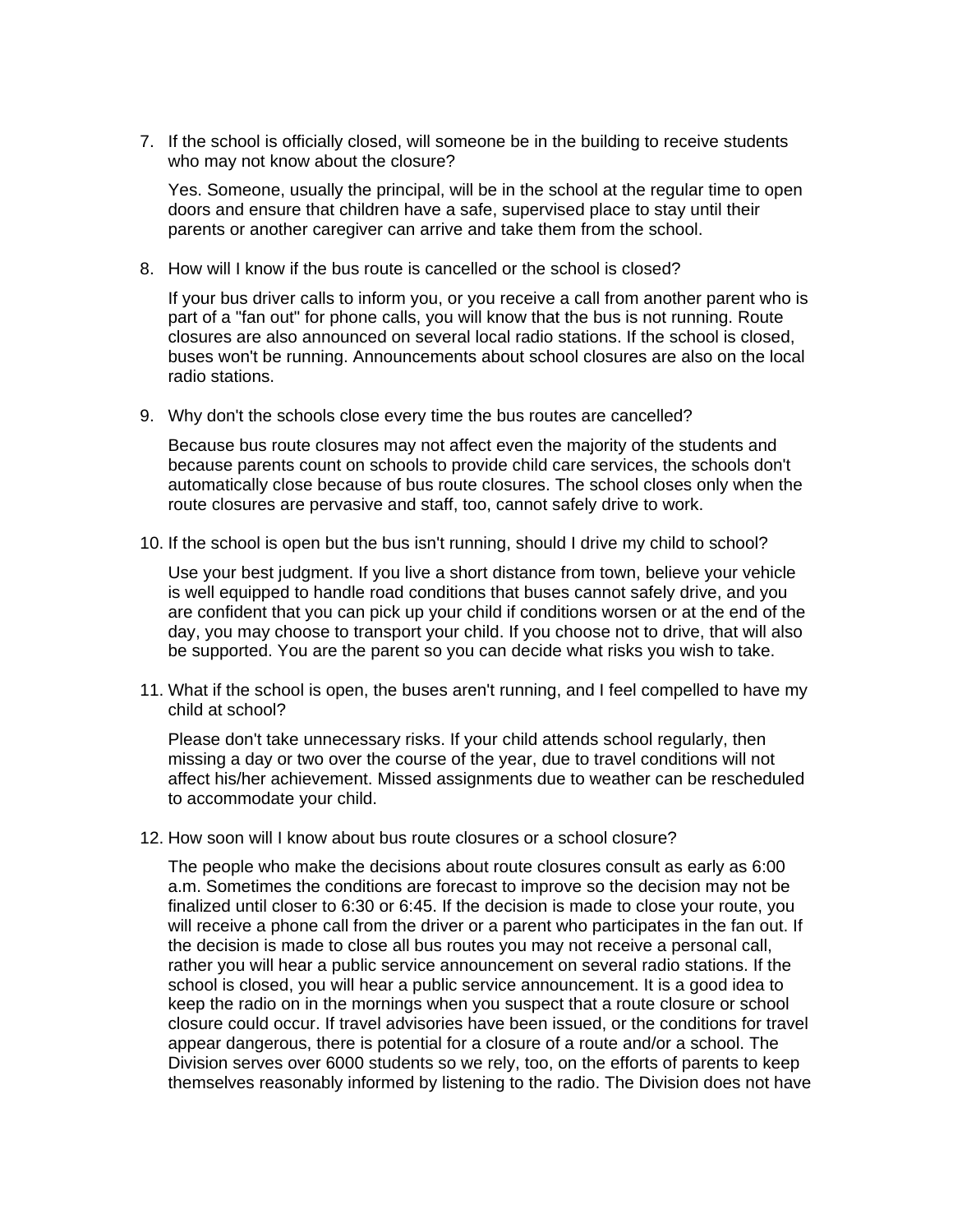7. If the school is officially closed, will someone be in the building to receive students who may not know about the closure?

   Yes. Someone, usually the principal, will be in the school at the regular time to open doors and ensure that children have a safe, supervised place to stay until their parents or another caregiver can arrive and take them from the school.

8. How will I know if the bus route is cancelled or the school is closed?

   If your bus driver calls to inform you, or you receive a call from another parent who is part of a "fan out" for phone calls, you will know that the bus is not running. Route closures are also announced on several local radio stations. If the school is closed, buses won't be running. Announcements about school closures are also on the local radio stations.

9. Why don't the schools close every time the bus routes are cancelled?

   Because bus route closures may not affect even the majority of the students and because parents count on schools to provide child care services, the schools don't automatically close because of bus route closures. The school closes only when the route closures are pervasive and staff, too, cannot safely drive to work.

10. If the school is open but the bus isn't running, should I drive my child to school?

    Use your best judgment. If you live a short distance from town, believe your vehicle is well equipped to handle road conditions that buses cannot safely drive, and you are confident that you can pick up your child if conditions worsen or at the end of the day, you may choose to transport your child. If you choose not to drive, that will also be supported. You are the parent so you can decide what risks you wish to take.

11. What if the school is open, the buses aren't running, and I feel compelled to have my child at school?

    Please don't take unnecessary risks. If your child attends school regularly, then missing a day or two over the course of the year, due to travel conditions will not affect his/her achievement. Missed assignments due to weather can be rescheduled to accommodate your child.

12. How soon will I know about bus route closures or a school closure?

    The people who make the decisions about route closures consult as early as 6:00 a.m. Sometimes the conditions are forecast to improve so the decision may not be finalized until closer to 6:30 or 6:45. If the decision is made to close your route, you will receive a phone call from the driver or a parent who participates in the fan out. If the decision is made to close all bus routes you may not receive a personal call, rather you will hear a public service announcement on several radio stations. If the school is closed, you will hear a public service announcement. It is a good idea to keep the radio on in the mornings when you suspect that a route closure or school closure could occur. If travel advisories have been issued, or the conditions for travel appear dangerous, there is potential for a closure of a route and/or a school. The Division serves over 6000 students so we rely, too, on the efforts of parents to keep themselves reasonably informed by listening to the radio. The Division does not have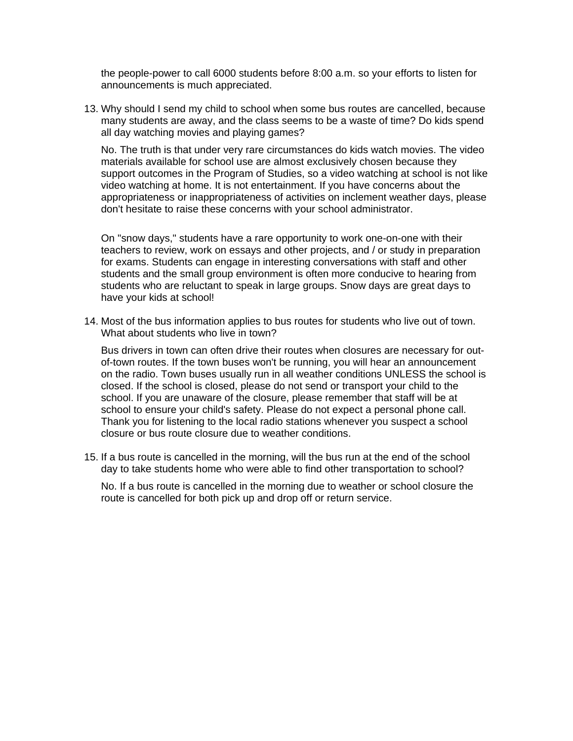the people-power to call 6000 students before 8:00 a.m. so your efforts to listen for announcements is much appreciated.

13. Why should I send my child to school when some bus routes are cancelled, because many students are away, and the class seems to be a waste of time? Do kids spend all day watching movies and playing games?

    No. The truth is that under very rare circumstances do kids watch movies. The video materials available for school use are almost exclusively chosen because they support outcomes in the Program of Studies, so a video watching at school is not like video watching at home. It is not entertainment. If you have concerns about the appropriateness or inappropriateness of activities on inclement weather days, please don't hesitate to raise these concerns with your school administrator.

    On "snow days," students have a rare opportunity to work one-on-one with their teachers to review, work on essays and other projects, and / or study in preparation for exams. Students can engage in interesting conversations with staff and other students and the small group environment is often more conducive to hearing from students who are reluctant to speak in large groups. Snow days are great days to have your kids at school!

14. Most of the bus information applies to bus routes for students who live out of town. What about students who live in town?

    Bus drivers in town can often drive their routes when closures are necessary for out-of-town routes. If the town buses won't be running, you will hear an announcement on the radio. Town buses usually run in all weather conditions UNLESS the school is closed. If the school is closed, please do not send or transport your child to the school. If you are unaware of the closure, please remember that staff will be at school to ensure your child's safety. Please do not expect a personal phone call. Thank you for listening to the local radio stations whenever you suspect a school closure or bus route closure due to weather conditions.

15. If a bus route is cancelled in the morning, will the bus run at the end of the school day to take students home who were able to find other transportation to school?

    No. If a bus route is cancelled in the morning due to weather or school closure the route is cancelled for both pick up and drop off or return service.